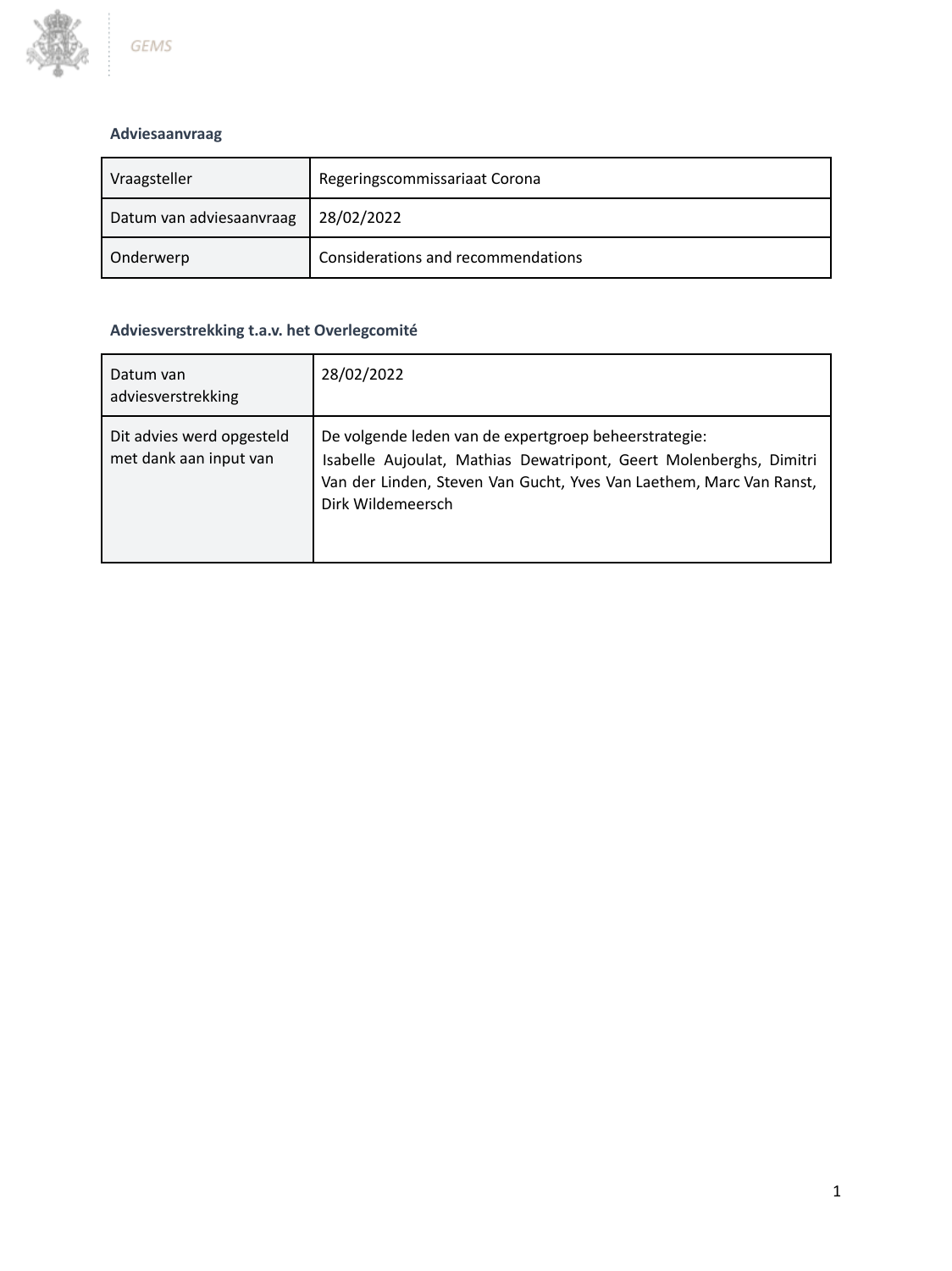**Adviesaanvraag**

| Vraagsteller | Regeringscommissariaat Corona |
|---|---|
| Datum van adviesaanvraag | 28/02/2022 |
| Onderwerp | Considerations and recommendations |

**Adviesverstrekking t.a.v. het Overlegcomité**

| Datum van adviesverstrekking | 28/02/2022 |
|---|---|
| Dit advies werd opgesteld met dank aan input van | De volgende leden van de expertgroep beheerstrategie: Isabelle Aujoulat, Mathias Dewatripont, Geert Molenberghs, Dimitri Van der Linden, Steven Van Gucht, Yves Van Laethem, Marc Van Ranst, Dirk Wildemeersch |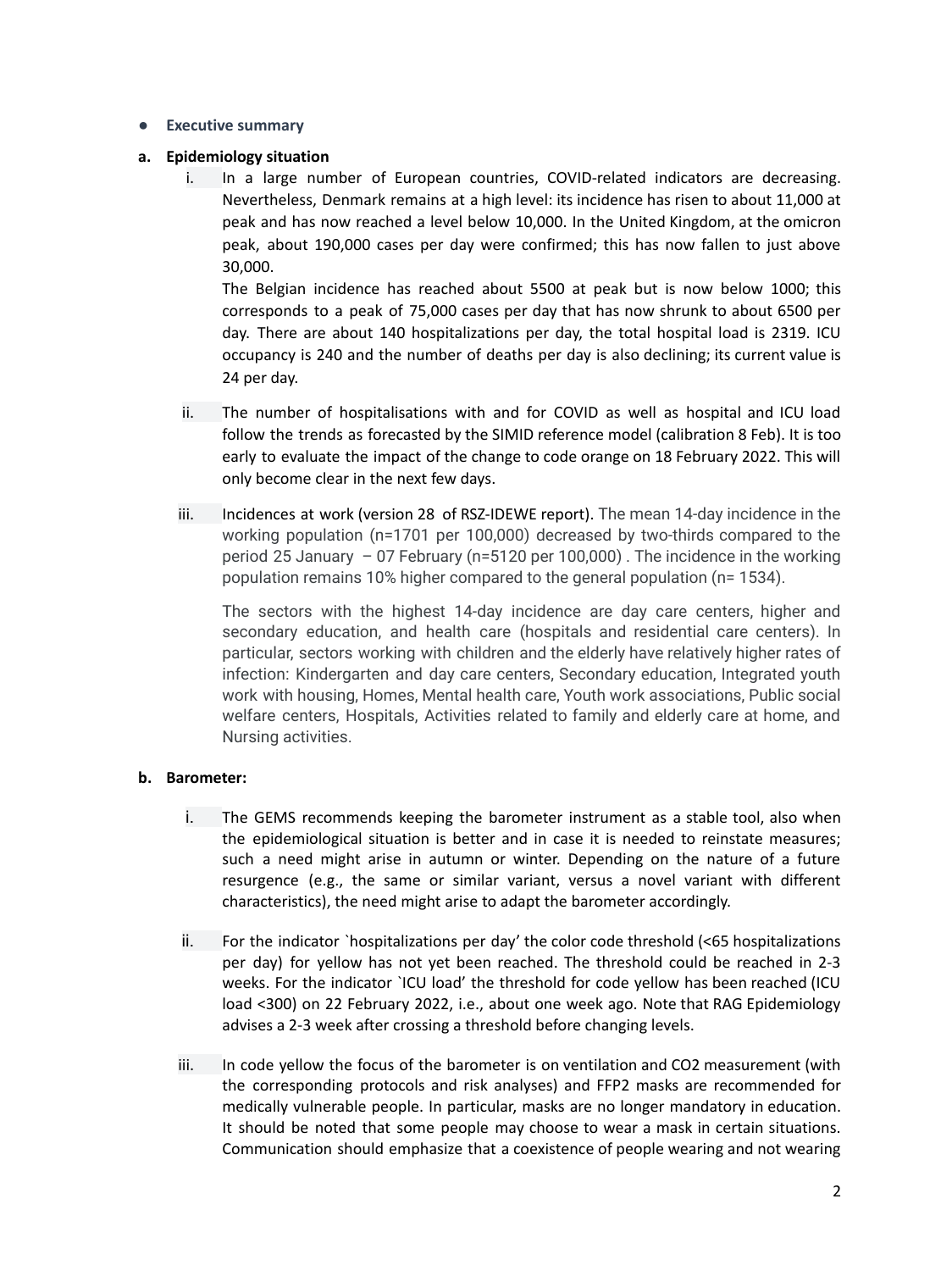- **Executive summary**

**a. Epidemiology situation**

i. In a large number of European countries, COVID-related indicators are decreasing. Nevertheless, Denmark remains at a high level: its incidence has risen to about 11,000 at peak and has now reached a level below 10,000. In the United Kingdom, at the omicron peak, about 190,000 cases per day were confirmed; this has now fallen to just above 30,000.

   The Belgian incidence has reached about 5500 at peak but is now below 1000; this corresponds to a peak of 75,000 cases per day that has now shrunk to about 6500 per day. There are about 140 hospitalizations per day, the total hospital load is 2319. ICU occupancy is 240 and the number of deaths per day is also declining; its current value is 24 per day.

ii. The number of hospitalisations with and for COVID as well as hospital and ICU load follow the trends as forecasted by the SIMID reference model (calibration 8 Feb). It is too early to evaluate the impact of the change to code orange on 18 February 2022. This will only become clear in the next few days.

iii. Incidences at work (version 28 of RSZ-IDEWE report). The mean 14-day incidence in the working population (n=1701 per 100,000) decreased by two-thirds compared to the period 25 January – 07 February (n=5120 per 100,000) . The incidence in the working population remains 10% higher compared to the general population (n= 1534).

   The sectors with the highest 14-day incidence are day care centers, higher and secondary education, and health care (hospitals and residential care centers). In particular, sectors working with children and the elderly have relatively higher rates of infection: Kindergarten and day care centers, Secondary education, Integrated youth work with housing, Homes, Mental health care, Youth work associations, Public social welfare centers, Hospitals, Activities related to family and elderly care at home, and Nursing activities.

**b. Barometer:**

i. The GEMS recommends keeping the barometer instrument as a stable tool, also when the epidemiological situation is better and in case it is needed to reinstate measures; such a need might arise in autumn or winter. Depending on the nature of a future resurgence (e.g., the same or similar variant, versus a novel variant with different characteristics), the need might arise to adapt the barometer accordingly.

ii. For the indicator `hospitalizations per day' the color code threshold (<65 hospitalizations per day) for yellow has not yet been reached. The threshold could be reached in 2-3 weeks. For the indicator `ICU load' the threshold for code yellow has been reached (ICU load <300) on 22 February 2022, i.e., about one week ago. Note that RAG Epidemiology advises a 2-3 week after crossing a threshold before changing levels.

iii. In code yellow the focus of the barometer is on ventilation and $CO_2$ measurement (with the corresponding protocols and risk analyses) and FFP2 masks are recommended for medically vulnerable people. In particular, masks are no longer mandatory in education. It should be noted that some people may choose to wear a mask in certain situations. Communication should emphasize that a coexistence of people wearing and not wearing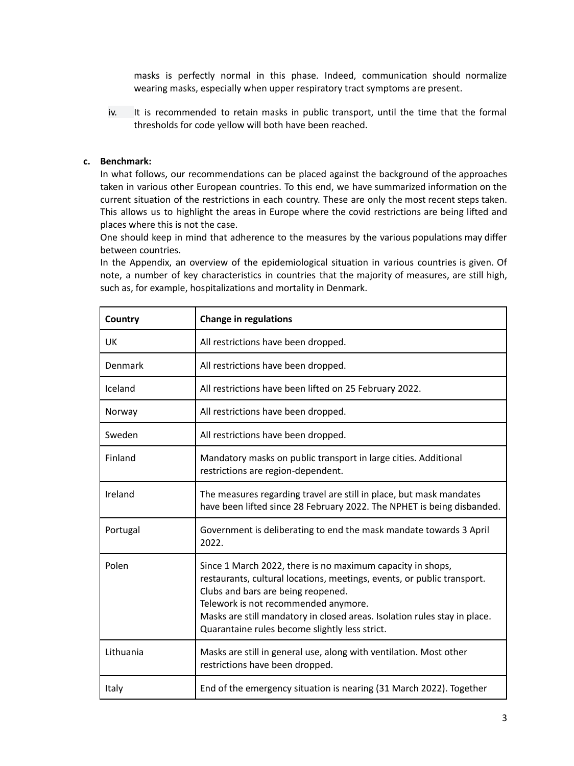masks is perfectly normal in this phase. Indeed, communication should normalize wearing masks, especially when upper respiratory tract symptoms are present.

iv. It is recommended to retain masks in public transport, until the time that the formal thresholds for code yellow will both have been reached.

**c. Benchmark:**

In what follows, our recommendations can be placed against the background of the approaches taken in various other European countries. To this end, we have summarized information on the current situation of the restrictions in each country. These are only the most recent steps taken. This allows us to highlight the areas in Europe where the covid restrictions are being lifted and places where this is not the case.

One should keep in mind that adherence to the measures by the various populations may differ between countries.

In the Appendix, an overview of the epidemiological situation in various countries is given. Of note, a number of key characteristics in countries that the majority of measures, are still high, such as, for example, hospitalizations and mortality in Denmark.

| Country | Change in regulations |
|---|---|
| UK | All restrictions have been dropped. |
| Denmark | All restrictions have been dropped. |
| Iceland | All restrictions have been lifted on 25 February 2022. |
| Norway | All restrictions have been dropped. |
| Sweden | All restrictions have been dropped. |
| Finland | Mandatory masks on public transport in large cities. Additional restrictions are region-dependent. |
| Ireland | The measures regarding travel are still in place, but mask mandates have been lifted since 28 February 2022. The NPHET is being disbanded. |
| Portugal | Government is deliberating to end the mask mandate towards 3 April 2022. |
| Polen | Since 1 March 2022, there is no maximum capacity in shops, restaurants, cultural locations, meetings, events, or public transport. Clubs and bars are being reopened. Telework is not recommended anymore. Masks are still mandatory in closed areas. Isolation rules stay in place. Quarantaine rules become slightly less strict. |
| Lithuania | Masks are still in general use, along with ventilation. Most other restrictions have been dropped. |
| Italy | End of the emergency situation is nearing (31 March 2022). Together |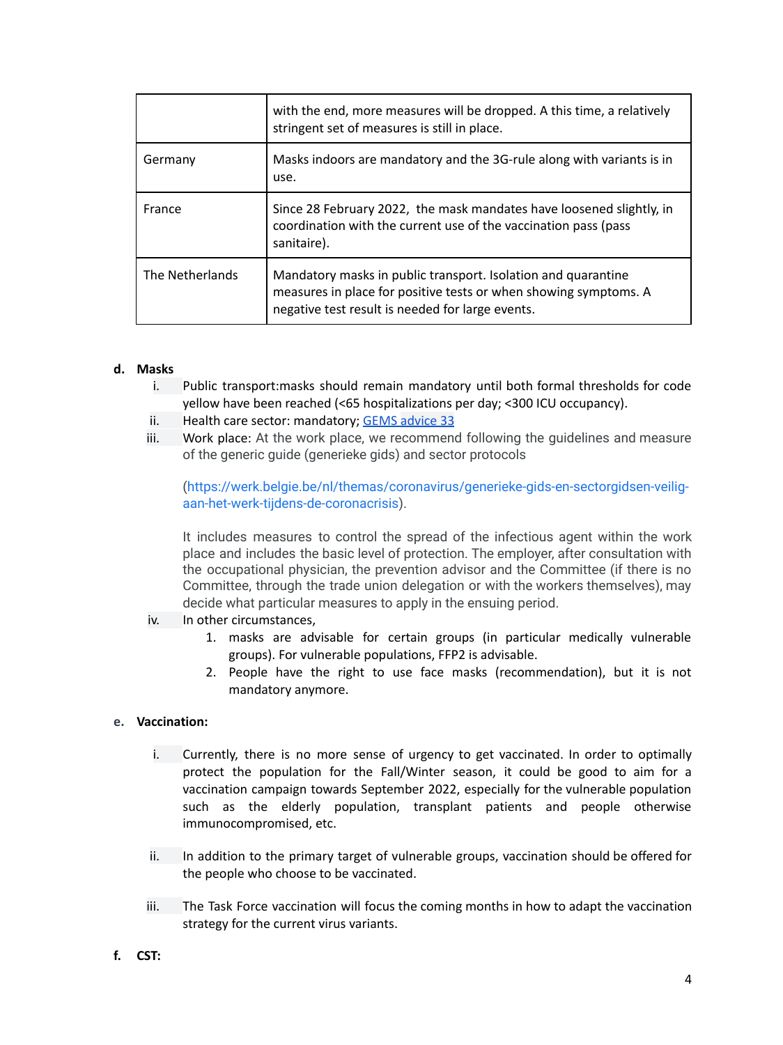| | |
|---|---|
| | with the end, more measures will be dropped. A this time, a relatively stringent set of measures is still in place. |
| Germany | Masks indoors are mandatory and the 3G-rule along with variants is in use. |
| France | Since 28 February 2022, the mask mandates have loosened slightly, in coordination with the current use of the vaccination pass (pass sanitaire). |
| The Netherlands | Mandatory masks in public transport. Isolation and quarantine measures in place for positive tests or when showing symptoms. A negative test result is needed for large events. |

**d. Masks**

i. Public transport:masks should remain mandatory until both formal thresholds for code yellow have been reached (<65 hospitalizations per day; <300 ICU occupancy).

ii. Health care sector: mandatory; GEMS advice 33

iii. Work place: At the work place, we recommend following the guidelines and measure of the generic guide (generieke gids) and sector protocols

(https://werk.belgie.be/nl/themas/coronavirus/generieke-gids-en-sectorgidsen-veilig-aan-het-werk-tijdens-de-coronacrisis).

It includes measures to control the spread of the infectious agent within the work place and includes the basic level of protection. The employer, after consultation with the occupational physician, the prevention advisor and the Committee (if there is no Committee, through the trade union delegation or with the workers themselves), may decide what particular measures to apply in the ensuing period.

iv. In other circumstances,

1. masks are advisable for certain groups (in particular medically vulnerable groups). For vulnerable populations, FFP2 is advisable.
2. People have the right to use face masks (recommendation), but it is not mandatory anymore.

**e. Vaccination:**

i. Currently, there is no more sense of urgency to get vaccinated. In order to optimally protect the population for the Fall/Winter season, it could be good to aim for a vaccination campaign towards September 2022, especially for the vulnerable population such as the elderly population, transplant patients and people otherwise immunocompromised, etc.

ii. In addition to the primary target of vulnerable groups, vaccination should be offered for the people who choose to be vaccinated.

iii. The Task Force vaccination will focus the coming months in how to adapt the vaccination strategy for the current virus variants.

**f. CST:**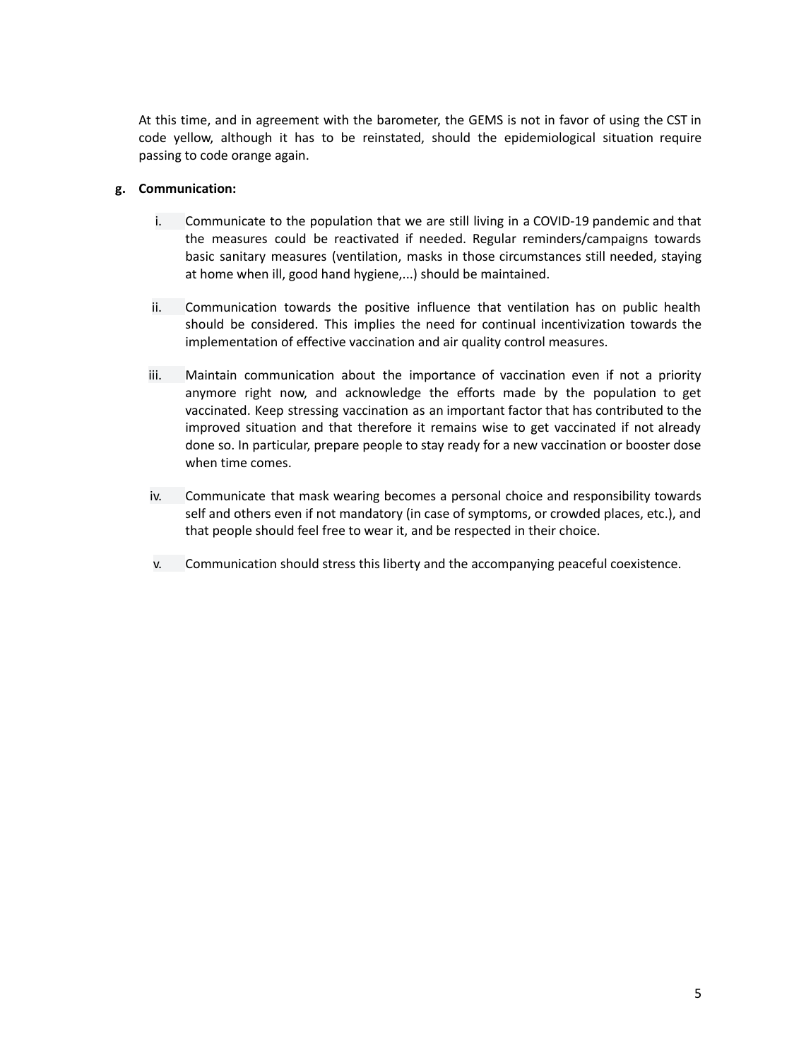At this time, and in agreement with the barometer, the GEMS is not in favor of using the CST in code yellow, although it has to be reinstated, should the epidemiological situation require passing to code orange again.

**g. Communication:**

i. Communicate to the population that we are still living in a COVID-19 pandemic and that the measures could be reactivated if needed. Regular reminders/campaigns towards basic sanitary measures (ventilation, masks in those circumstances still needed, staying at home when ill, good hand hygiene,...) should be maintained.

ii. Communication towards the positive influence that ventilation has on public health should be considered. This implies the need for continual incentivization towards the implementation of effective vaccination and air quality control measures.

iii. Maintain communication about the importance of vaccination even if not a priority anymore right now, and acknowledge the efforts made by the population to get vaccinated. Keep stressing vaccination as an important factor that has contributed to the improved situation and that therefore it remains wise to get vaccinated if not already done so. In particular, prepare people to stay ready for a new vaccination or booster dose when time comes.

iv. Communicate that mask wearing becomes a personal choice and responsibility towards self and others even if not mandatory (in case of symptoms, or crowded places, etc.), and that people should feel free to wear it, and be respected in their choice.

v. Communication should stress this liberty and the accompanying peaceful coexistence.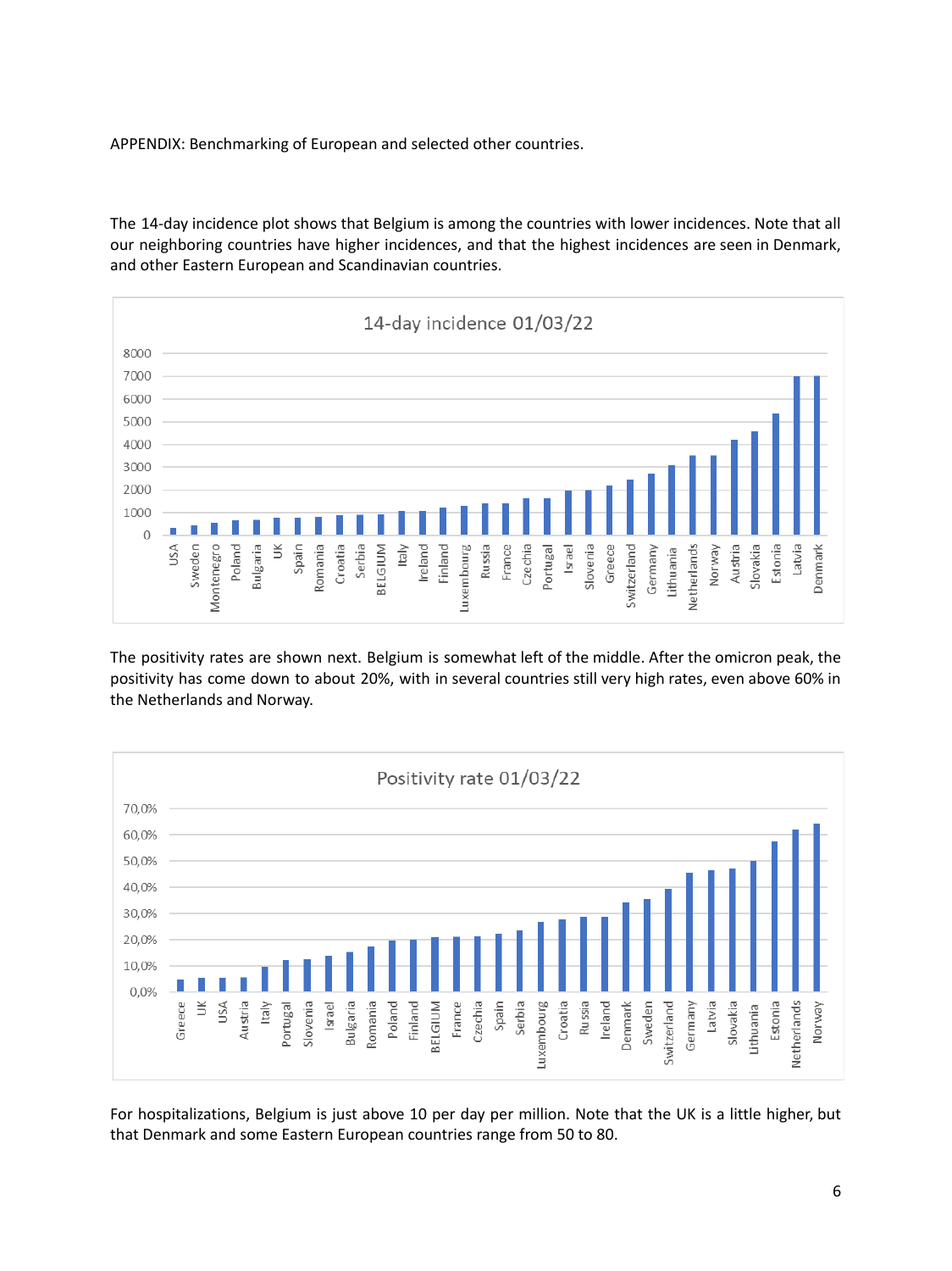APPENDIX: Benchmarking of European and selected other countries.

The 14-day incidence plot shows that Belgium is among the countries with lower incidences. Note that all our neighboring countries have higher incidences, and that the highest incidences are seen in Denmark, and other Eastern European and Scandinavian countries.

The positivity rates are shown next. Belgium is somewhat left of the middle. After the omicron peak, the positivity has come down to about 20%, with in several countries still very high rates, even above 60% in the Netherlands and Norway.

For hospitalizations, Belgium is just above 10 per day per million. Note that the UK is a little higher, but that Denmark and some Eastern European countries range from 50 to 80.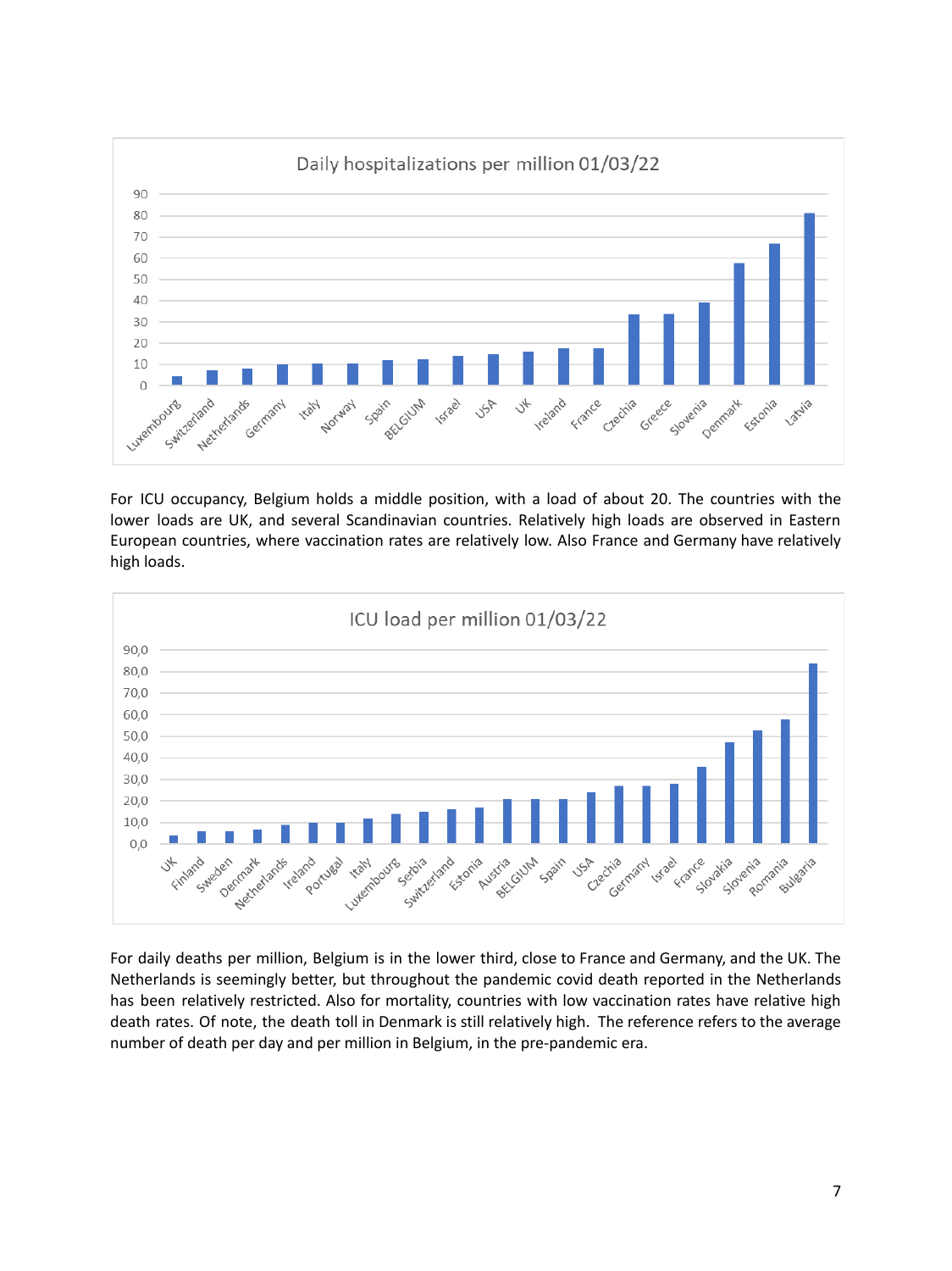Daily hospitalizations per million 01/03/22

For ICU occupancy, Belgium holds a middle position, with a load of about 20. The countries with the lower loads are UK, and several Scandinavian countries. Relatively high loads are observed in Eastern European countries, where vaccination rates are relatively low. Also France and Germany have relatively high loads.

ICU load per million 01/03/22

For daily deaths per million, Belgium is in the lower third, close to France and Germany, and the UK. The Netherlands is seemingly better, but throughout the pandemic covid death reported in the Netherlands has been relatively restricted. Also for mortality, countries with low vaccination rates have relative high death rates. Of note, the death toll in Denmark is still relatively high. The reference refers to the average number of death per day and per million in Belgium, in the pre-pandemic era.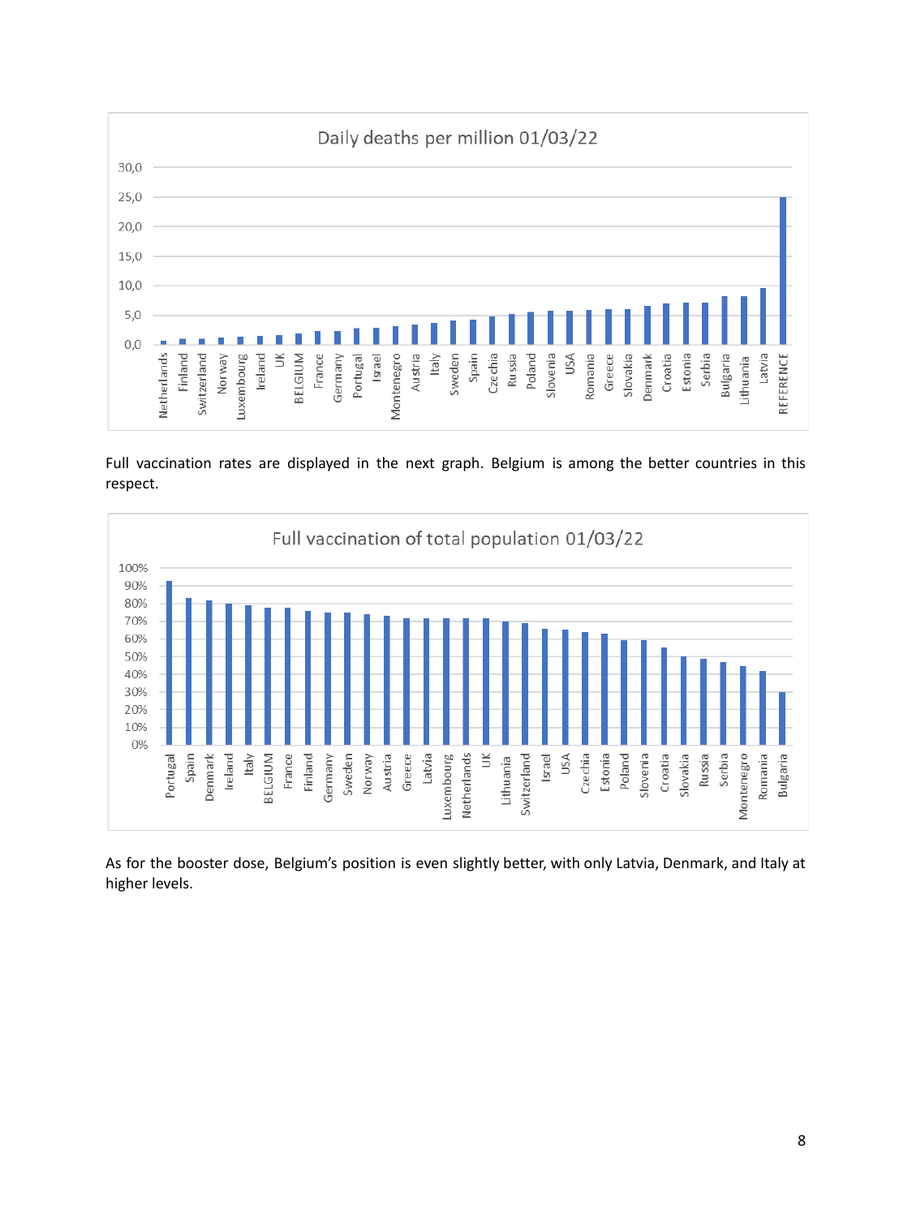Full vaccination rates are displayed in the next graph. Belgium is among the better countries in this respect.

As for the booster dose, Belgium's position is even slightly better, with only Latvia, Denmark, and Italy at higher levels.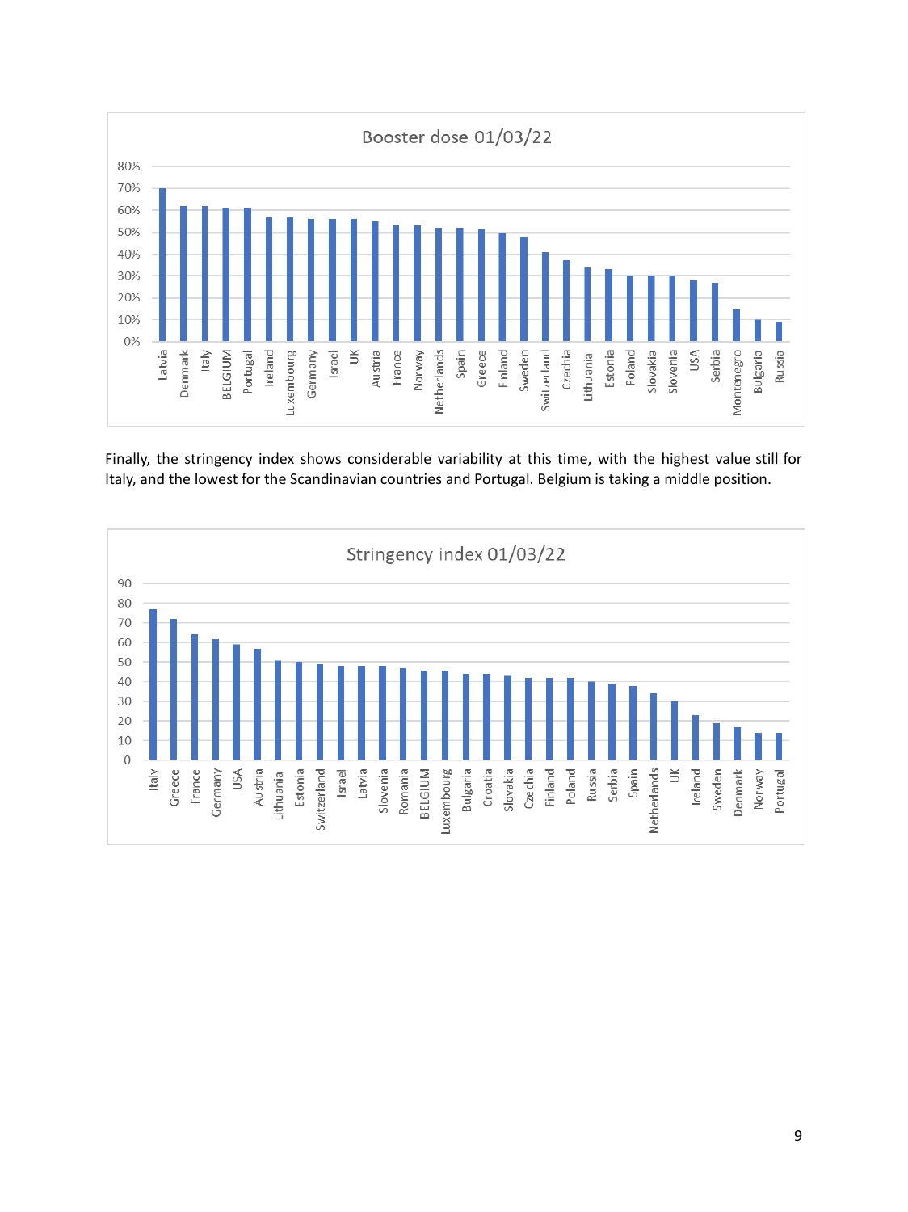Booster dose 01/03/22

80%
70%
60%
50%
40%
30%
20%
10%
0%

Latvia
Denmark
Italy
BELGIUM
Portugal
Ireland
Luxembourg
Germany
Israel
UK
Austria
France
Norway
Netherlands
Spain
Greece
Finland
Sweden
Switzerland
Czechia
Lithuania
Estonia
Poland
Slovakia
Slovenia
USA
Serbia
Montenegro
Bulgaria
Russia

Finally, the stringency index shows considerable variability at this time, with the highest value still for Italy, and the lowest for the Scandinavian countries and Portugal. Belgium is taking a middle position.

Stringency index 01/03/22

90
80
70
60
50
40
30
20
10
0

Italy
Greece
France
Germany
USA
Austria
Lithuania
Estonia
Switzerland
Israel
Latvia
Slovenia
Romania
BELGIUM
Luxembourg
Bulgaria
Croatia
Slovakia
Czechia
Finland
Poland
Russia
Serbia
Spain
Netherlands
UK
Ireland
Sweden
Denmark
Norway
Portugal